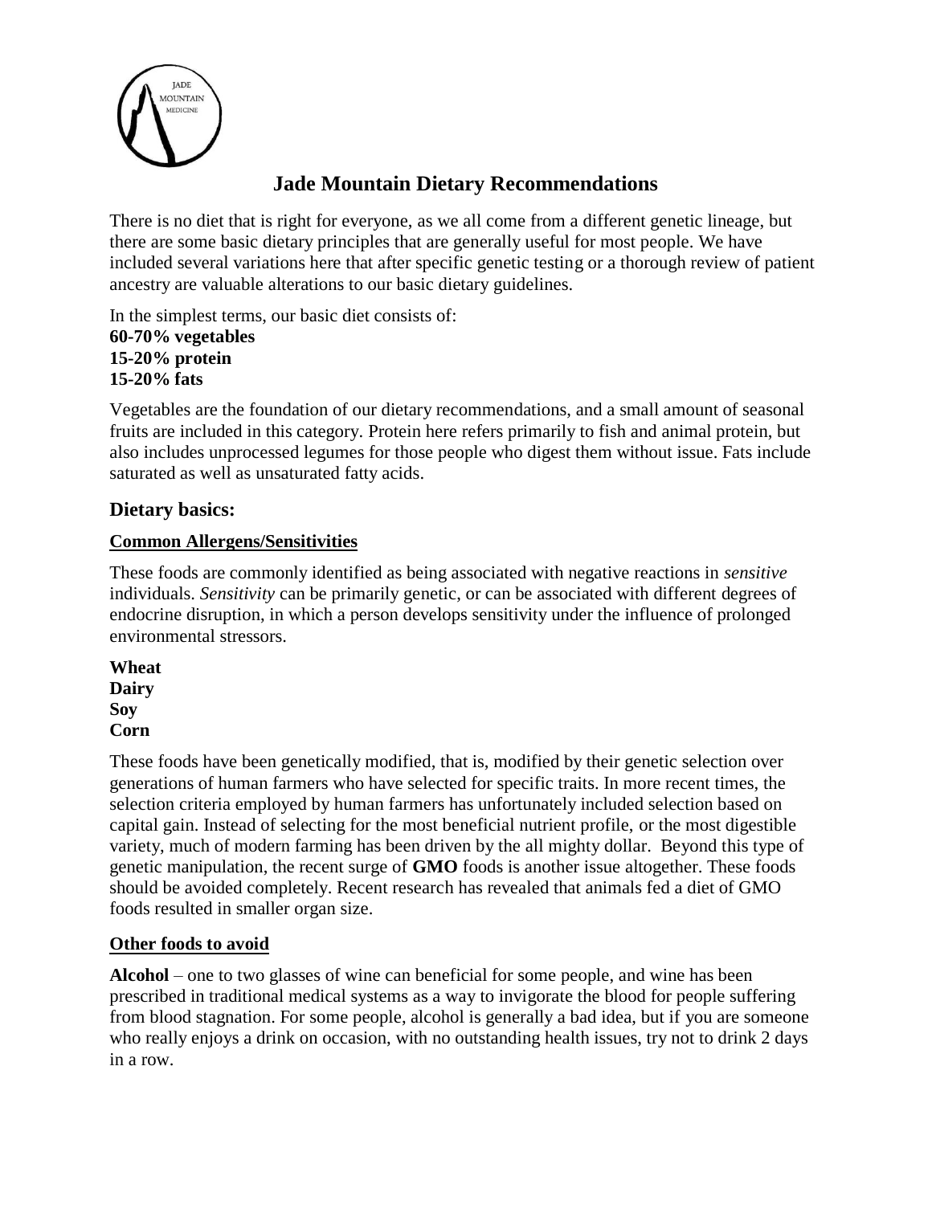# Jade Mountain Dietary Recommendations

There is no diet that is right for everyone, as we all come from a different genetic lineage, but there are some basic dietary principles that are generally useful for most people. We have included several variations here that after specific genetic testing or a thorough review of patient ancestry are valuable alterations to our basic dietary guidelines.

In the simplest terms, our basic diet consists of:
**60-70% vegetables**
**15-20% protein**
**15-20% fats**

Vegetables are the foundation of our dietary recommendations, and a small amount of seasonal fruits are included in this category. Protein here refers primarily to fish and animal protein, but also includes unprocessed legumes for those people who digest them without issue. Fats include saturated as well as unsaturated fatty acids.

## Dietary basics:

### Common Allergens/Sensitivities

These foods are commonly identified as being associated with negative reactions in *sensitive* individuals. *Sensitivity* can be primarily genetic, or can be associated with different degrees of endocrine disruption, in which a person develops sensitivity under the influence of prolonged environmental stressors.

**Wheat**
**Dairy**
**Soy**
**Corn**

These foods have been genetically modified, that is, modified by their genetic selection over generations of human farmers who have selected for specific traits. In more recent times, the selection criteria employed by human farmers has unfortunately included selection based on capital gain. Instead of selecting for the most beneficial nutrient profile, or the most digestible variety, much of modern farming has been driven by the all mighty dollar. Beyond this type of genetic manipulation, the recent surge of **GMO** foods is another issue altogether. These foods should be avoided completely. Recent research has revealed that animals fed a diet of GMO foods resulted in smaller organ size.

### Other foods to avoid

**Alcohol** – one to two glasses of wine can beneficial for some people, and wine has been prescribed in traditional medical systems as a way to invigorate the blood for people suffering from blood stagnation. For some people, alcohol is generally a bad idea, but if you are someone who really enjoys a drink on occasion, with no outstanding health issues, try not to drink 2 days in a row.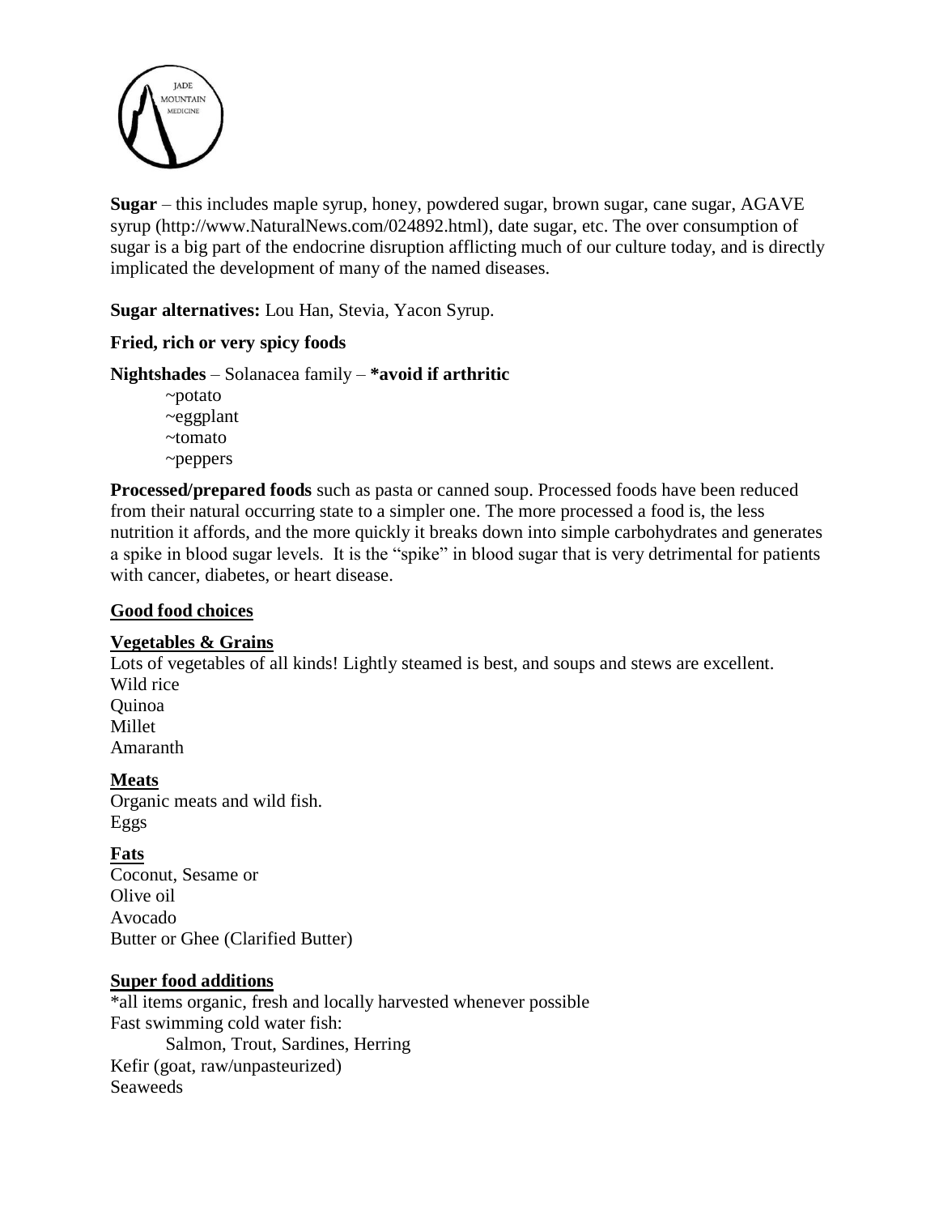**Sugar** – this includes maple syrup, honey, powdered sugar, brown sugar, cane sugar, AGAVE syrup (http://www.NaturalNews.com/024892.html), date sugar, etc. The over consumption of sugar is a big part of the endocrine disruption afflicting much of our culture today, and is directly implicated the development of many of the named diseases.

**Sugar alternatives:** Lou Han, Stevia, Yacon Syrup.

**Fried, rich or very spicy foods**

**Nightshades** – Solanacea family – ***avoid if arthritic**

~potato
~eggplant
~tomato
~peppers

**Processed/prepared foods** such as pasta or canned soup. Processed foods have been reduced from their natural occurring state to a simpler one. The more processed a food is, the less nutrition it affords, and the more quickly it breaks down into simple carbohydrates and generates a spike in blood sugar levels. It is the "spike" in blood sugar that is very detrimental for patients with cancer, diabetes, or heart disease.

## Good food choices

### Vegetables & Grains

Lots of vegetables of all kinds! Lightly steamed is best, and soups and stews are excellent.
Wild rice
Quinoa
Millet
Amaranth

### Meats

Organic meats and wild fish.
Eggs

### Fats

Coconut, Sesame or
Olive oil
Avocado
Butter or Ghee (Clarified Butter)

### Super food additions

*all items organic, fresh and locally harvested whenever possible
Fast swimming cold water fish:
Salmon, Trout, Sardines, Herring
Kefir (goat, raw/unpasteurized)
Seaweeds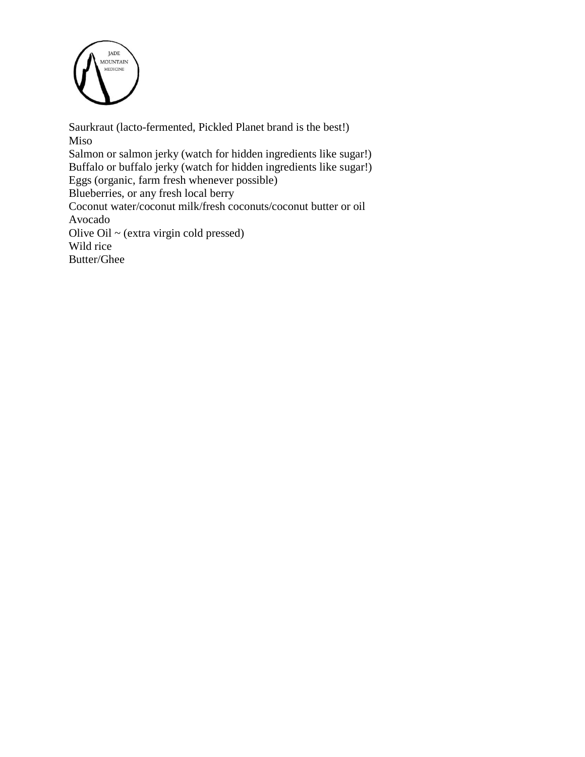Saurkraut (lacto-fermented, Pickled Planet brand is the best!)
Miso
Salmon or salmon jerky (watch for hidden ingredients like sugar!)
Buffalo or buffalo jerky (watch for hidden ingredients like sugar!)
Eggs (organic, farm fresh whenever possible)
Blueberries, or any fresh local berry
Coconut water/coconut milk/fresh coconuts/coconut butter or oil
Avocado
Olive Oil ~ (extra virgin cold pressed)
Wild rice
Butter/Ghee